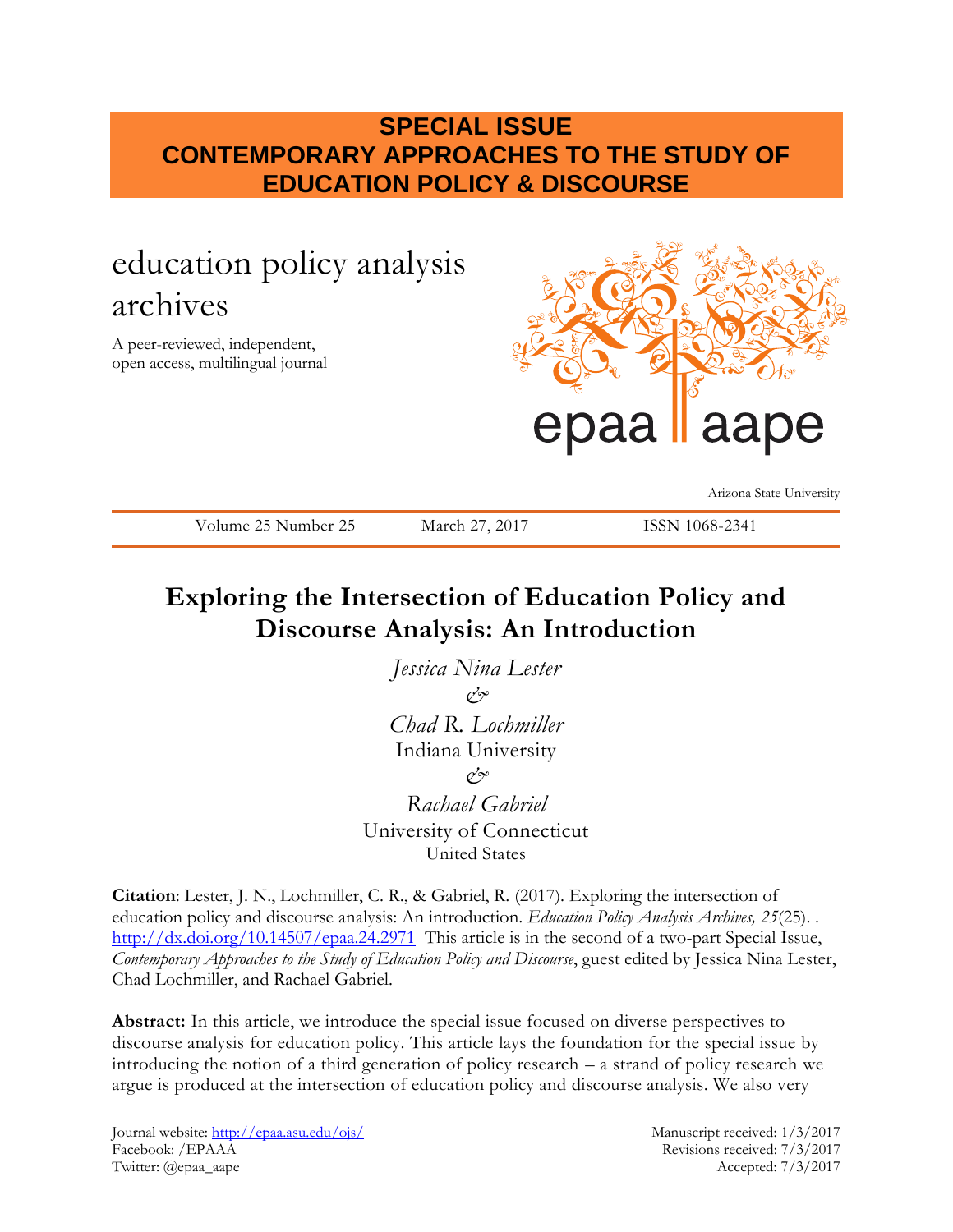**SPECIAL ISSUE**
**CONTEMPORARY APPROACHES TO THE STUDY OF EDUCATION POLICY & DISCOURSE**

education policy analysis archives

A peer-reviewed, independent, open access, multilingual journal

epaa aape

Arizona State University

Volume 25 Number 25 | March 27, 2017 | ISSN 1068-2341

# Exploring the Intersection of Education Policy and Discourse Analysis: An Introduction

*Jessica Nina Lester*
&
*Chad R. Lochmiller*
Indiana University
&
*Rachael Gabriel*
University of Connecticut
United States

**Citation**: Lester, J. N., Lochmiller, C. R., & Gabriel, R. (2017). Exploring the intersection of education policy and discourse analysis: An introduction. *Education Policy Analysis Archives, 25*(25). . http://dx.doi.org/10.14507/epaa.24.2971 This article is in the second of a two-part Special Issue, *Contemporary Approaches to the Study of Education Policy and Discourse*, guest edited by Jessica Nina Lester, Chad Lochmiller, and Rachael Gabriel.

**Abstract:** In this article, we introduce the special issue focused on diverse perspectives to discourse analysis for education policy. This article lays the foundation for the special issue by introducing the notion of a third generation of policy research – a strand of policy research we argue is produced at the intersection of education policy and discourse analysis. We also very

Journal website: http://epaa.asu.edu/ojs/
Facebook: /EPAAA
Twitter: @epaa_aape

Manuscript received: 1/3/2017
Revisions received: 7/3/2017
Accepted: 7/3/2017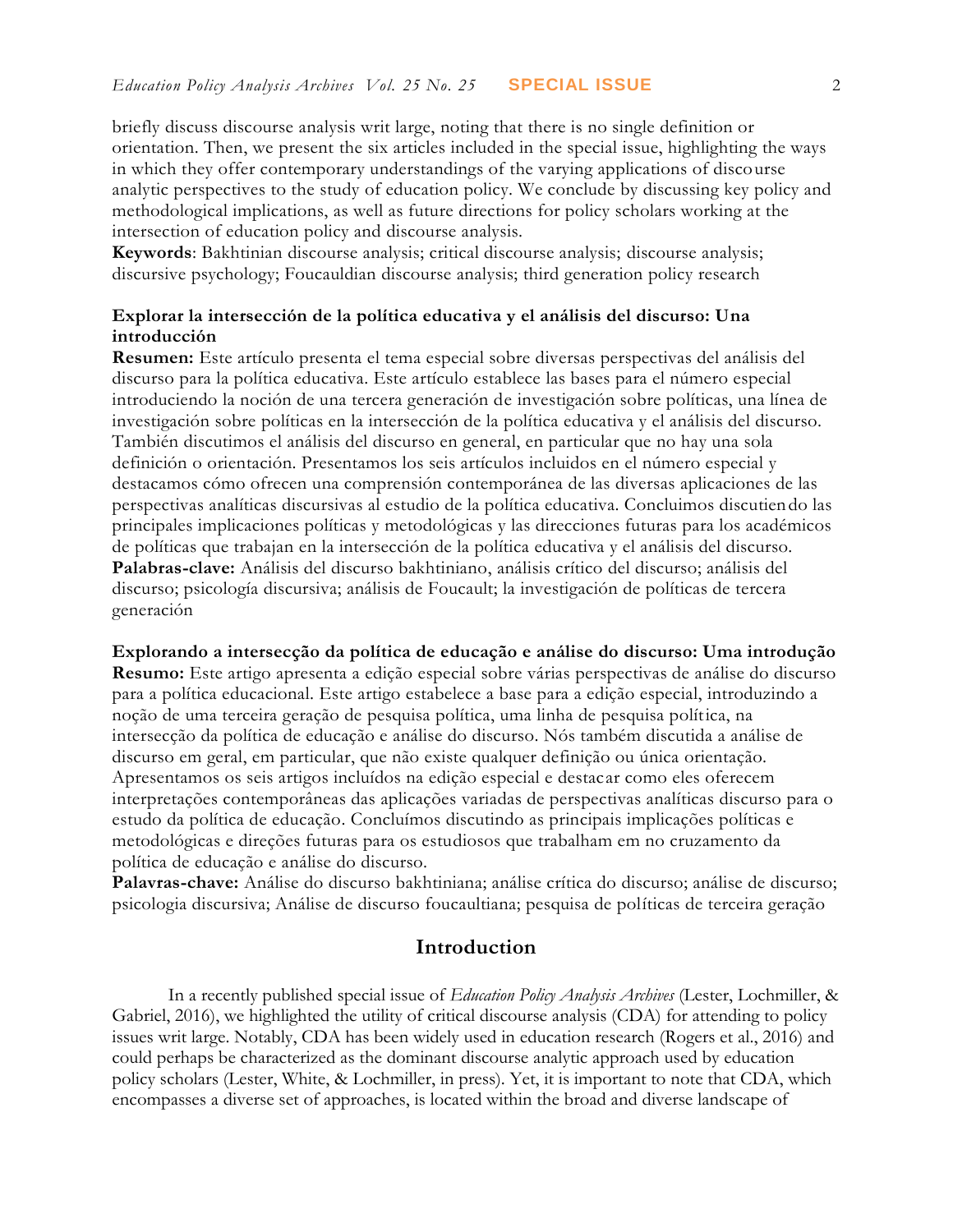briefly discuss discourse analysis writ large, noting that there is no single definition or orientation. Then, we present the six articles included in the special issue, highlighting the ways in which they offer contemporary understandings of the varying applications of discourse analytic perspectives to the study of education policy. We conclude by discussing key policy and methodological implications, as well as future directions for policy scholars working at the intersection of education policy and discourse analysis.
**Keywords**: Bakhtinian discourse analysis; critical discourse analysis; discourse analysis; discursive psychology; Foucauldian discourse analysis; third generation policy research

**Explorar la intersección de la política educativa y el análisis del discurso: Una introducción**
**Resumen:** Este artículo presenta el tema especial sobre diversas perspectivas del análisis del discurso para la política educativa. Este artículo establece las bases para el número especial introduciendo la noción de una tercera generación de investigación sobre políticas, una línea de investigación sobre políticas en la intersección de la política educativa y el análisis del discurso. También discutimos el análisis del discurso en general, en particular que no hay una sola definición o orientación. Presentamos los seis artículos incluidos en el número especial y destacamos cómo ofrecen una comprensión contemporánea de las diversas aplicaciones de las perspectivas analíticas discursivas al estudio de la política educativa. Concluimos discutiendo las principales implicaciones políticas y metodológicas y las direcciones futuras para los académicos de políticas que trabajan en la intersección de la política educativa y el análisis del discurso.
**Palabras-clave:** Análisis del discurso bakhtiniano, análisis crítico del discurso; análisis del discurso; psicología discursiva; análisis de Foucault; la investigación de políticas de tercera generación

**Explorando a intersecção da política de educação e análise do discurso: Uma introdução**
**Resumo:** Este artigo apresenta a edição especial sobre várias perspectivas de análise do discurso para a política educacional. Este artigo estabelece a base para a edição especial, introduzindo a noção de uma terceira geração de pesquisa política, uma linha de pesquisa política, na intersecção da política de educação e análise do discurso. Nós também discutida a análise de discurso em geral, em particular, que não existe qualquer definição ou única orientação. Apresentamos os seis artigos incluídos na edição especial e destacar como eles oferecem interpretações contemporâneas das aplicações variadas de perspectivas analíticas discurso para o estudo da política de educação. Concluímos discutindo as principais implicações políticas e metodológicas e direções futuras para os estudiosos que trabalham em no cruzamento da política de educação e análise do discurso.
**Palavras-chave:** Análise do discurso bakhtiniana; análise crítica do discurso; análise de discurso; psicologia discursiva; Análise de discurso foucaultiana; pesquisa de políticas de terceira geração

## Introduction

In a recently published special issue of *Education Policy Analysis Archives* (Lester, Lochmiller, & Gabriel, 2016), we highlighted the utility of critical discourse analysis (CDA) for attending to policy issues writ large. Notably, CDA has been widely used in education research (Rogers et al., 2016) and could perhaps be characterized as the dominant discourse analytic approach used by education policy scholars (Lester, White, & Lochmiller, in press). Yet, it is important to note that CDA, which encompasses a diverse set of approaches, is located within the broad and diverse landscape of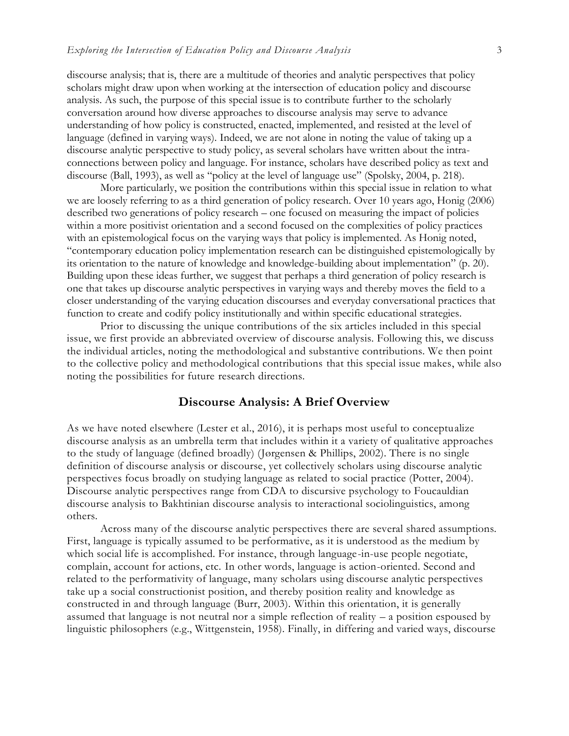discourse analysis; that is, there are a multitude of theories and analytic perspectives that policy scholars might draw upon when working at the intersection of education policy and discourse analysis. As such, the purpose of this special issue is to contribute further to the scholarly conversation around how diverse approaches to discourse analysis may serve to advance understanding of how policy is constructed, enacted, implemented, and resisted at the level of language (defined in varying ways). Indeed, we are not alone in noting the value of taking up a discourse analytic perspective to study policy, as several scholars have written about the intra-connections between policy and language. For instance, scholars have described policy as text and discourse (Ball, 1993), as well as "policy at the level of language use" (Spolsky, 2004, p. 218).

More particularly, we position the contributions within this special issue in relation to what we are loosely referring to as a third generation of policy research. Over 10 years ago, Honig (2006) described two generations of policy research – one focused on measuring the impact of policies within a more positivist orientation and a second focused on the complexities of policy practices with an epistemological focus on the varying ways that policy is implemented. As Honig noted, "contemporary education policy implementation research can be distinguished epistemologically by its orientation to the nature of knowledge and knowledge-building about implementation" (p. 20). Building upon these ideas further, we suggest that perhaps a third generation of policy research is one that takes up discourse analytic perspectives in varying ways and thereby moves the field to a closer understanding of the varying education discourses and everyday conversational practices that function to create and codify policy institutionally and within specific educational strategies.

Prior to discussing the unique contributions of the six articles included in this special issue, we first provide an abbreviated overview of discourse analysis. Following this, we discuss the individual articles, noting the methodological and substantive contributions. We then point to the collective policy and methodological contributions that this special issue makes, while also noting the possibilities for future research directions.

## Discourse Analysis: A Brief Overview

As we have noted elsewhere (Lester et al., 2016), it is perhaps most useful to conceptualize discourse analysis as an umbrella term that includes within it a variety of qualitative approaches to the study of language (defined broadly) (Jørgensen & Phillips, 2002). There is no single definition of discourse analysis or discourse, yet collectively scholars using discourse analytic perspectives focus broadly on studying language as related to social practice (Potter, 2004). Discourse analytic perspectives range from CDA to discursive psychology to Foucauldian discourse analysis to Bakhtinian discourse analysis to interactional sociolinguistics, among others.

Across many of the discourse analytic perspectives there are several shared assumptions. First, language is typically assumed to be performative, as it is understood as the medium by which social life is accomplished. For instance, through language-in-use people negotiate, complain, account for actions, etc. In other words, language is action-oriented. Second and related to the performativity of language, many scholars using discourse analytic perspectives take up a social constructionist position, and thereby position reality and knowledge as constructed in and through language (Burr, 2003). Within this orientation, it is generally assumed that language is not neutral nor a simple reflection of reality – a position espoused by linguistic philosophers (e.g., Wittgenstein, 1958). Finally, in differing and varied ways, discourse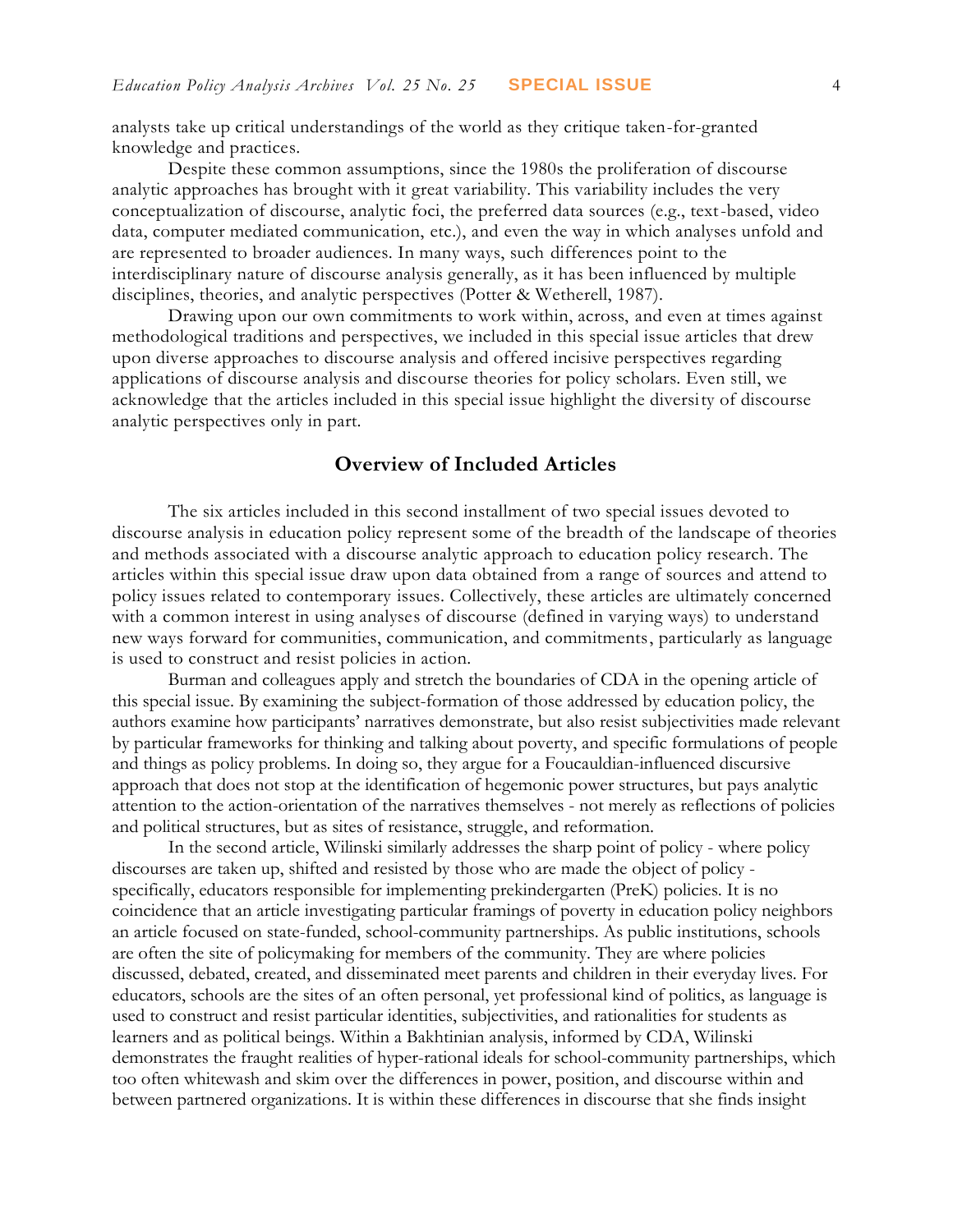analysts take up critical understandings of the world as they critique taken-for-granted knowledge and practices.

Despite these common assumptions, since the 1980s the proliferation of discourse analytic approaches has brought with it great variability. This variability includes the very conceptualization of discourse, analytic foci, the preferred data sources (e.g., text-based, video data, computer mediated communication, etc.), and even the way in which analyses unfold and are represented to broader audiences. In many ways, such differences point to the interdisciplinary nature of discourse analysis generally, as it has been influenced by multiple disciplines, theories, and analytic perspectives (Potter & Wetherell, 1987).

Drawing upon our own commitments to work within, across, and even at times against methodological traditions and perspectives, we included in this special issue articles that drew upon diverse approaches to discourse analysis and offered incisive perspectives regarding applications of discourse analysis and discourse theories for policy scholars. Even still, we acknowledge that the articles included in this special issue highlight the diversity of discourse analytic perspectives only in part.

## Overview of Included Articles

The six articles included in this second installment of two special issues devoted to discourse analysis in education policy represent some of the breadth of the landscape of theories and methods associated with a discourse analytic approach to education policy research. The articles within this special issue draw upon data obtained from a range of sources and attend to policy issues related to contemporary issues. Collectively, these articles are ultimately concerned with a common interest in using analyses of discourse (defined in varying ways) to understand new ways forward for communities, communication, and commitments, particularly as language is used to construct and resist policies in action.

Burman and colleagues apply and stretch the boundaries of CDA in the opening article of this special issue. By examining the subject-formation of those addressed by education policy, the authors examine how participants' narratives demonstrate, but also resist subjectivities made relevant by particular frameworks for thinking and talking about poverty, and specific formulations of people and things as policy problems. In doing so, they argue for a Foucauldian-influenced discursive approach that does not stop at the identification of hegemonic power structures, but pays analytic attention to the action-orientation of the narratives themselves - not merely as reflections of policies and political structures, but as sites of resistance, struggle, and reformation.

In the second article, Wilinski similarly addresses the sharp point of policy - where policy discourses are taken up, shifted and resisted by those who are made the object of policy - specifically, educators responsible for implementing prekindergarten (PreK) policies. It is no coincidence that an article investigating particular framings of poverty in education policy neighbors an article focused on state-funded, school-community partnerships. As public institutions, schools are often the site of policymaking for members of the community. They are where policies discussed, debated, created, and disseminated meet parents and children in their everyday lives. For educators, schools are the sites of an often personal, yet professional kind of politics, as language is used to construct and resist particular identities, subjectivities, and rationalities for students as learners and as political beings. Within a Bakhtinian analysis, informed by CDA, Wilinski demonstrates the fraught realities of hyper-rational ideals for school-community partnerships, which too often whitewash and skim over the differences in power, position, and discourse within and between partnered organizations. It is within these differences in discourse that she finds insight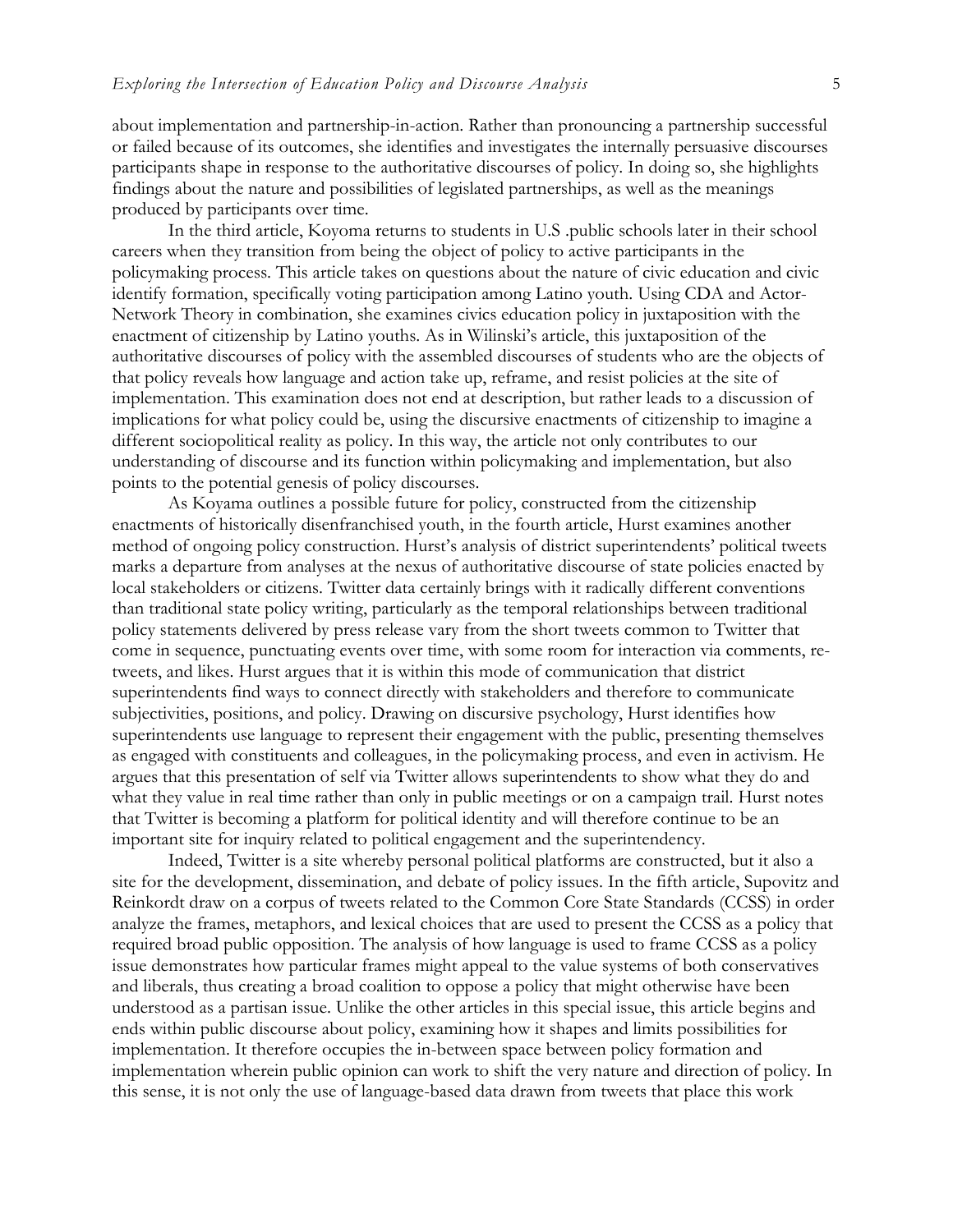about implementation and partnership-in-action. Rather than pronouncing a partnership successful or failed because of its outcomes, she identifies and investigates the internally persuasive discourses participants shape in response to the authoritative discourses of policy. In doing so, she highlights findings about the nature and possibilities of legislated partnerships, as well as the meanings produced by participants over time.

In the third article, Koyoma returns to students in U.S .public schools later in their school careers when they transition from being the object of policy to active participants in the policymaking process. This article takes on questions about the nature of civic education and civic identify formation, specifically voting participation among Latino youth. Using CDA and Actor-Network Theory in combination, she examines civics education policy in juxtaposition with the enactment of citizenship by Latino youths. As in Wilinski's article, this juxtaposition of the authoritative discourses of policy with the assembled discourses of students who are the objects of that policy reveals how language and action take up, reframe, and resist policies at the site of implementation. This examination does not end at description, but rather leads to a discussion of implications for what policy could be, using the discursive enactments of citizenship to imagine a different sociopolitical reality as policy. In this way, the article not only contributes to our understanding of discourse and its function within policymaking and implementation, but also points to the potential genesis of policy discourses.

As Koyama outlines a possible future for policy, constructed from the citizenship enactments of historically disenfranchised youth, in the fourth article, Hurst examines another method of ongoing policy construction. Hurst's analysis of district superintendents' political tweets marks a departure from analyses at the nexus of authoritative discourse of state policies enacted by local stakeholders or citizens. Twitter data certainly brings with it radically different conventions than traditional state policy writing, particularly as the temporal relationships between traditional policy statements delivered by press release vary from the short tweets common to Twitter that come in sequence, punctuating events over time, with some room for interaction via comments, re-tweets, and likes. Hurst argues that it is within this mode of communication that district superintendents find ways to connect directly with stakeholders and therefore to communicate subjectivities, positions, and policy. Drawing on discursive psychology, Hurst identifies how superintendents use language to represent their engagement with the public, presenting themselves as engaged with constituents and colleagues, in the policymaking process, and even in activism. He argues that this presentation of self via Twitter allows superintendents to show what they do and what they value in real time rather than only in public meetings or on a campaign trail. Hurst notes that Twitter is becoming a platform for political identity and will therefore continue to be an important site for inquiry related to political engagement and the superintendency.

Indeed, Twitter is a site whereby personal political platforms are constructed, but it also a site for the development, dissemination, and debate of policy issues. In the fifth article, Supovitz and Reinkordt draw on a corpus of tweets related to the Common Core State Standards (CCSS) in order analyze the frames, metaphors, and lexical choices that are used to present the CCSS as a policy that required broad public opposition. The analysis of how language is used to frame CCSS as a policy issue demonstrates how particular frames might appeal to the value systems of both conservatives and liberals, thus creating a broad coalition to oppose a policy that might otherwise have been understood as a partisan issue. Unlike the other articles in this special issue, this article begins and ends within public discourse about policy, examining how it shapes and limits possibilities for implementation. It therefore occupies the in-between space between policy formation and implementation wherein public opinion can work to shift the very nature and direction of policy. In this sense, it is not only the use of language-based data drawn from tweets that place this work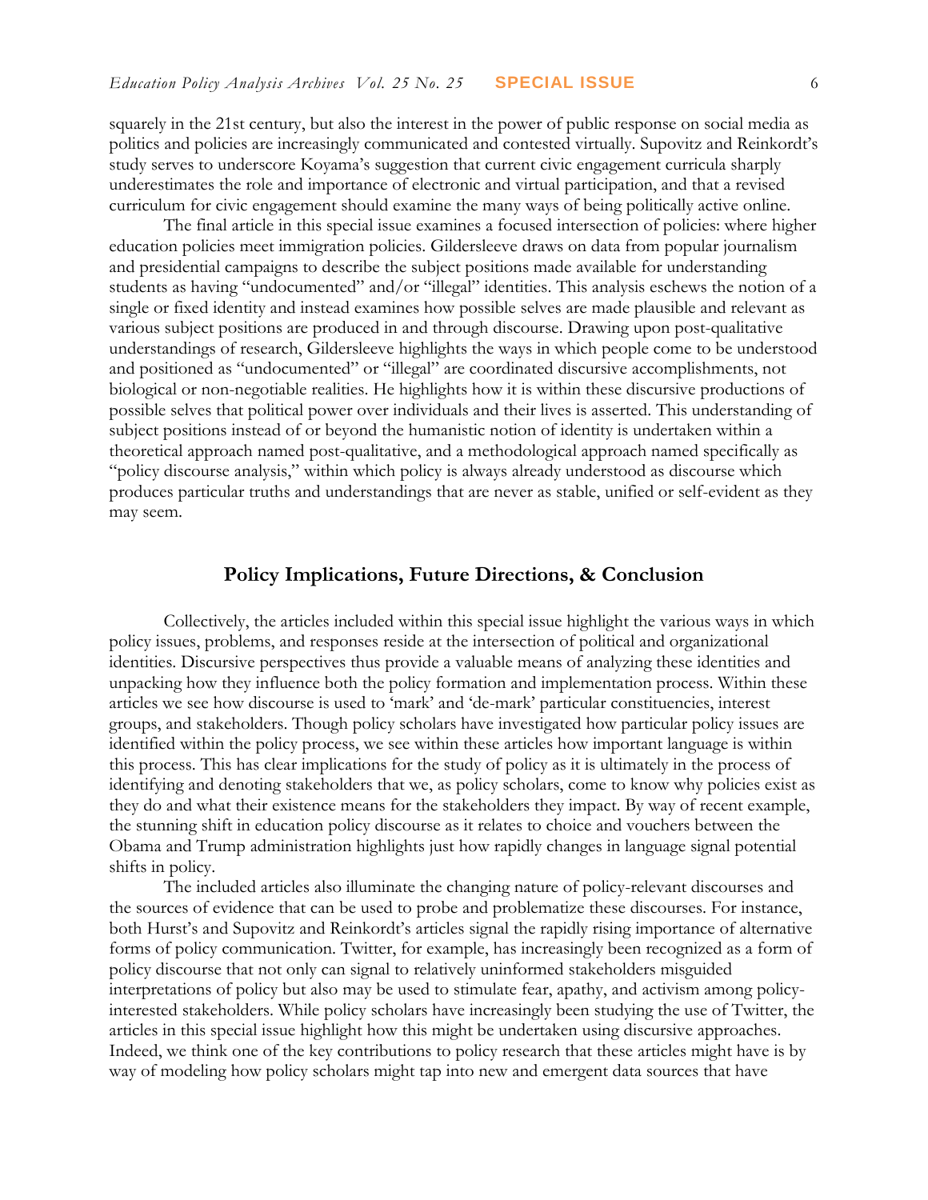squarely in the 21st century, but also the interest in the power of public response on social media as politics and policies are increasingly communicated and contested virtually. Supovitz and Reinkordt's study serves to underscore Koyama's suggestion that current civic engagement curricula sharply underestimates the role and importance of electronic and virtual participation, and that a revised curriculum for civic engagement should examine the many ways of being politically active online.

The final article in this special issue examines a focused intersection of policies: where higher education policies meet immigration policies. Gildersleeve draws on data from popular journalism and presidential campaigns to describe the subject positions made available for understanding students as having "undocumented" and/or "illegal" identities. This analysis eschews the notion of a single or fixed identity and instead examines how possible selves are made plausible and relevant as various subject positions are produced in and through discourse. Drawing upon post-qualitative understandings of research, Gildersleeve highlights the ways in which people come to be understood and positioned as "undocumented" or "illegal" are coordinated discursive accomplishments, not biological or non-negotiable realities. He highlights how it is within these discursive productions of possible selves that political power over individuals and their lives is asserted. This understanding of subject positions instead of or beyond the humanistic notion of identity is undertaken within a theoretical approach named post-qualitative, and a methodological approach named specifically as "policy discourse analysis," within which policy is always already understood as discourse which produces particular truths and understandings that are never as stable, unified or self-evident as they may seem.

## Policy Implications, Future Directions, & Conclusion

Collectively, the articles included within this special issue highlight the various ways in which policy issues, problems, and responses reside at the intersection of political and organizational identities. Discursive perspectives thus provide a valuable means of analyzing these identities and unpacking how they influence both the policy formation and implementation process. Within these articles we see how discourse is used to 'mark' and 'de-mark' particular constituencies, interest groups, and stakeholders. Though policy scholars have investigated how particular policy issues are identified within the policy process, we see within these articles how important language is within this process. This has clear implications for the study of policy as it is ultimately in the process of identifying and denoting stakeholders that we, as policy scholars, come to know why policies exist as they do and what their existence means for the stakeholders they impact. By way of recent example, the stunning shift in education policy discourse as it relates to choice and vouchers between the Obama and Trump administration highlights just how rapidly changes in language signal potential shifts in policy.

The included articles also illuminate the changing nature of policy-relevant discourses and the sources of evidence that can be used to probe and problematize these discourses. For instance, both Hurst's and Supovitz and Reinkordt's articles signal the rapidly rising importance of alternative forms of policy communication. Twitter, for example, has increasingly been recognized as a form of policy discourse that not only can signal to relatively uninformed stakeholders misguided interpretations of policy but also may be used to stimulate fear, apathy, and activism among policy-interested stakeholders. While policy scholars have increasingly been studying the use of Twitter, the articles in this special issue highlight how this might be undertaken using discursive approaches. Indeed, we think one of the key contributions to policy research that these articles might have is by way of modeling how policy scholars might tap into new and emergent data sources that have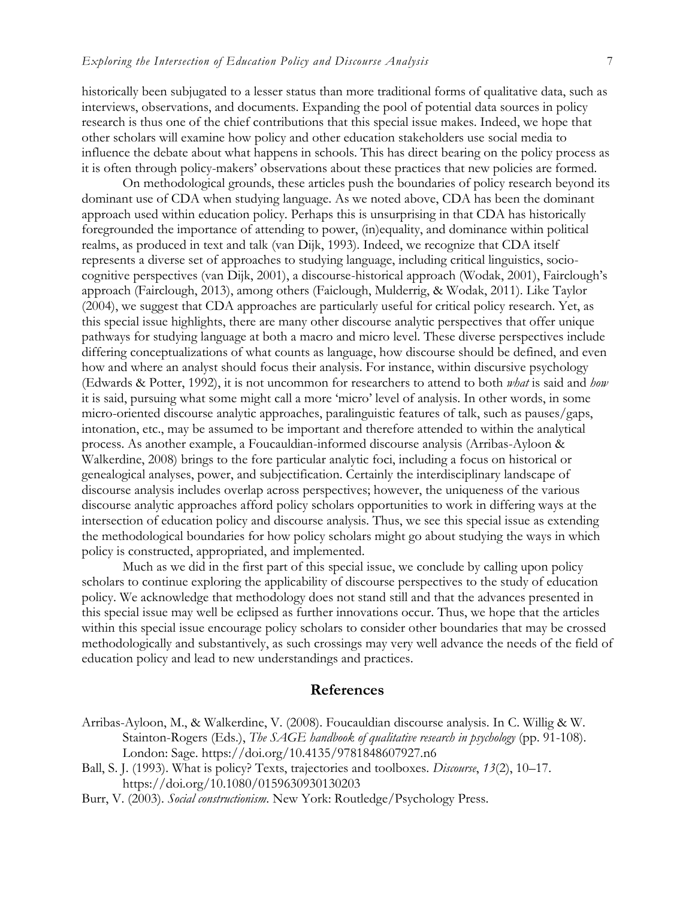historically been subjugated to a lesser status than more traditional forms of qualitative data, such as interviews, observations, and documents. Expanding the pool of potential data sources in policy research is thus one of the chief contributions that this special issue makes. Indeed, we hope that other scholars will examine how policy and other education stakeholders use social media to influence the debate about what happens in schools. This has direct bearing on the policy process as it is often through policy-makers' observations about these practices that new policies are formed.

On methodological grounds, these articles push the boundaries of policy research beyond its dominant use of CDA when studying language. As we noted above, CDA has been the dominant approach used within education policy. Perhaps this is unsurprising in that CDA has historically foregrounded the importance of attending to power, (in)equality, and dominance within political realms, as produced in text and talk (van Dijk, 1993). Indeed, we recognize that CDA itself represents a diverse set of approaches to studying language, including critical linguistics, socio-cognitive perspectives (van Dijk, 2001), a discourse-historical approach (Wodak, 2001), Fairclough's approach (Fairclough, 2013), among others (Faiclough, Mulderrig, & Wodak, 2011). Like Taylor (2004), we suggest that CDA approaches are particularly useful for critical policy research. Yet, as this special issue highlights, there are many other discourse analytic perspectives that offer unique pathways for studying language at both a macro and micro level. These diverse perspectives include differing conceptualizations of what counts as language, how discourse should be defined, and even how and where an analyst should focus their analysis. For instance, within discursive psychology (Edwards & Potter, 1992), it is not uncommon for researchers to attend to both *what* is said and *how* it is said, pursuing what some might call a more 'micro' level of analysis. In other words, in some micro-oriented discourse analytic approaches, paralinguistic features of talk, such as pauses/gaps, intonation, etc., may be assumed to be important and therefore attended to within the analytical process. As another example, a Foucauldian-informed discourse analysis (Arribas-Ayloon & Walkerdine, 2008) brings to the fore particular analytic foci, including a focus on historical or genealogical analyses, power, and subjectification. Certainly the interdisciplinary landscape of discourse analysis includes overlap across perspectives; however, the uniqueness of the various discourse analytic approaches afford policy scholars opportunities to work in differing ways at the intersection of education policy and discourse analysis. Thus, we see this special issue as extending the methodological boundaries for how policy scholars might go about studying the ways in which policy is constructed, appropriated, and implemented.

Much as we did in the first part of this special issue, we conclude by calling upon policy scholars to continue exploring the applicability of discourse perspectives to the study of education policy. We acknowledge that methodology does not stand still and that the advances presented in this special issue may well be eclipsed as further innovations occur. Thus, we hope that the articles within this special issue encourage policy scholars to consider other boundaries that may be crossed methodologically and substantively, as such crossings may very well advance the needs of the field of education policy and lead to new understandings and practices.

## References

Arribas-Ayloon, M., & Walkerdine, V. (2008). Foucauldian discourse analysis. In C. Willig & W. Stainton-Rogers (Eds.), *The SAGE handbook of qualitative research in psychology* (pp. 91-108). London: Sage. https://doi.org/10.4135/9781848607927.n6

Ball, S. J. (1993). What is policy? Texts, trajectories and toolboxes. *Discourse*, *13*(2), 10–17. https://doi.org/10.1080/0159630930130203

Burr, V. (2003). *Social constructionism*. New York: Routledge/Psychology Press.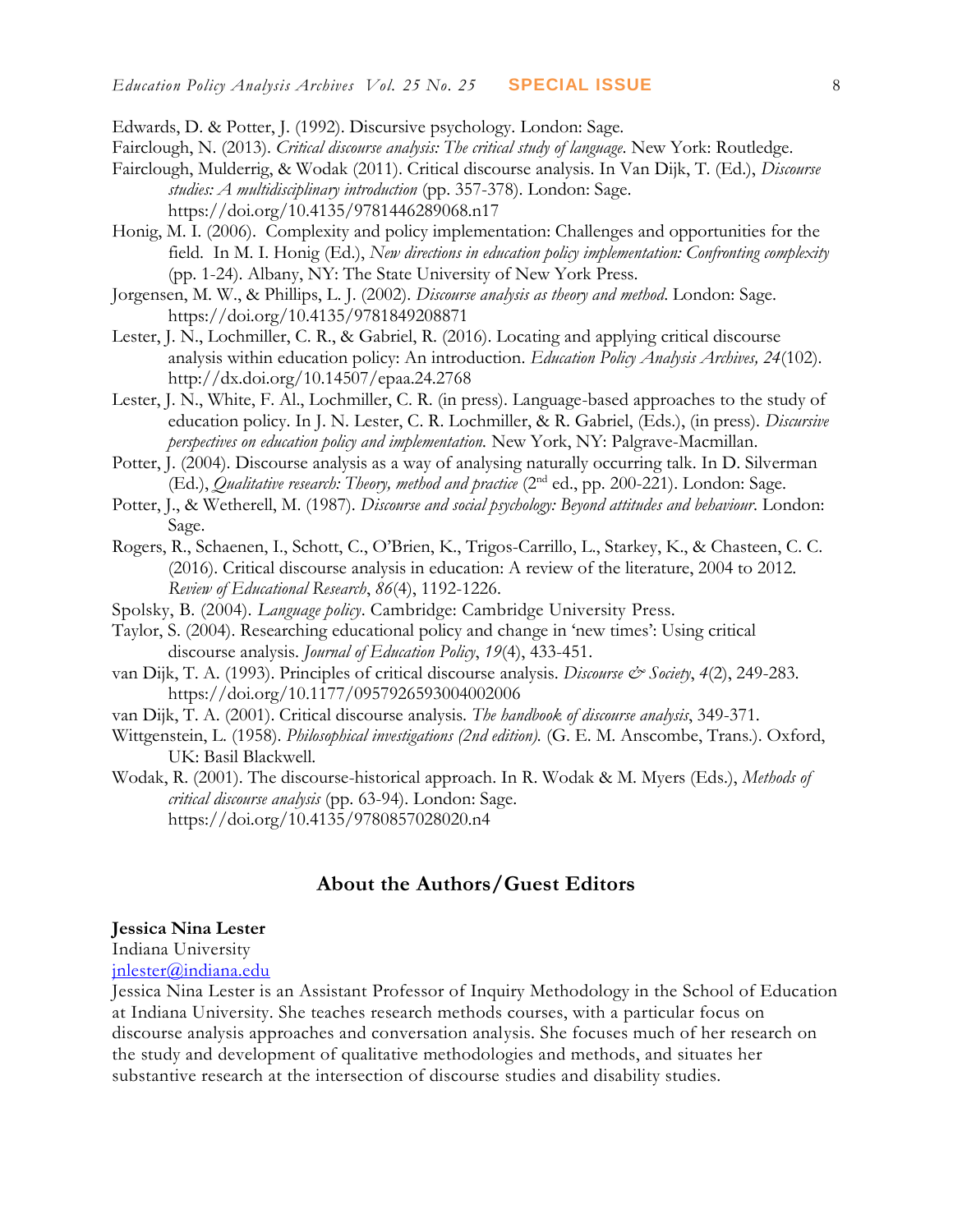Edwards, D. & Potter, J. (1992). Discursive psychology. London: Sage.

Fairclough, N. (2013). *Critical discourse analysis: The critical study of language*. New York: Routledge.

Fairclough, Mulderrig, & Wodak (2011). Critical discourse analysis. In Van Dijk, T. (Ed.), *Discourse studies: A multidisciplinary introduction* (pp. 357-378). London: Sage. https://doi.org/10.4135/9781446289068.n17

Honig, M. I. (2006). Complexity and policy implementation: Challenges and opportunities for the field. In M. I. Honig (Ed.), *New directions in education policy implementation: Confronting complexity* (pp. 1-24). Albany, NY: The State University of New York Press.

Jorgensen, M. W., & Phillips, L. J. (2002). *Discourse analysis as theory and method*. London: Sage. https://doi.org/10.4135/9781849208871

Lester, J. N., Lochmiller, C. R., & Gabriel, R. (2016). Locating and applying critical discourse analysis within education policy: An introduction. *Education Policy Analysis Archives, 24*(102). http://dx.doi.org/10.14507/epaa.24.2768

Lester, J. N., White, F. Al., Lochmiller, C. R. (in press). Language-based approaches to the study of education policy. In J. N. Lester, C. R. Lochmiller, & R. Gabriel, (Eds.), (in press). *Discursive perspectives on education policy and implementation.* New York, NY: Palgrave-Macmillan.

Potter, J. (2004). Discourse analysis as a way of analysing naturally occurring talk. In D. Silverman (Ed.), *Qualitative research: Theory, method and practice* (2nd ed., pp. 200-221). London: Sage.

Potter, J., & Wetherell, M. (1987). *Discourse and social psychology: Beyond attitudes and behaviour*. London: Sage.

Rogers, R., Schaenen, I., Schott, C., O'Brien, K., Trigos-Carrillo, L., Starkey, K., & Chasteen, C. C. (2016). Critical discourse analysis in education: A review of the literature, 2004 to 2012. *Review of Educational Research*, *86*(4), 1192-1226.

Spolsky, B. (2004). *Language policy*. Cambridge: Cambridge University Press.

Taylor, S. (2004). Researching educational policy and change in 'new times': Using critical discourse analysis. *Journal of Education Policy*, *19*(4), 433-451.

van Dijk, T. A. (1993). Principles of critical discourse analysis. *Discourse & Society*, *4*(2), 249-283. https://doi.org/10.1177/0957926593004002006

van Dijk, T. A. (2001). Critical discourse analysis. *The handbook of discourse analysis*, 349-371.

Wittgenstein, L. (1958). *Philosophical investigations (2nd edition).* (G. E. M. Anscombe, Trans.). Oxford, UK: Basil Blackwell.

Wodak, R. (2001). The discourse-historical approach. In R. Wodak & M. Myers (Eds.), *Methods of critical discourse analysis* (pp. 63-94). London: Sage. https://doi.org/10.4135/9780857028020.n4

## About the Authors/Guest Editors

**Jessica Nina Lester**
Indiana University
jnlester@indiana.edu
Jessica Nina Lester is an Assistant Professor of Inquiry Methodology in the School of Education at Indiana University. She teaches research methods courses, with a particular focus on discourse analysis approaches and conversation analysis. She focuses much of her research on the study and development of qualitative methodologies and methods, and situates her substantive research at the intersection of discourse studies and disability studies.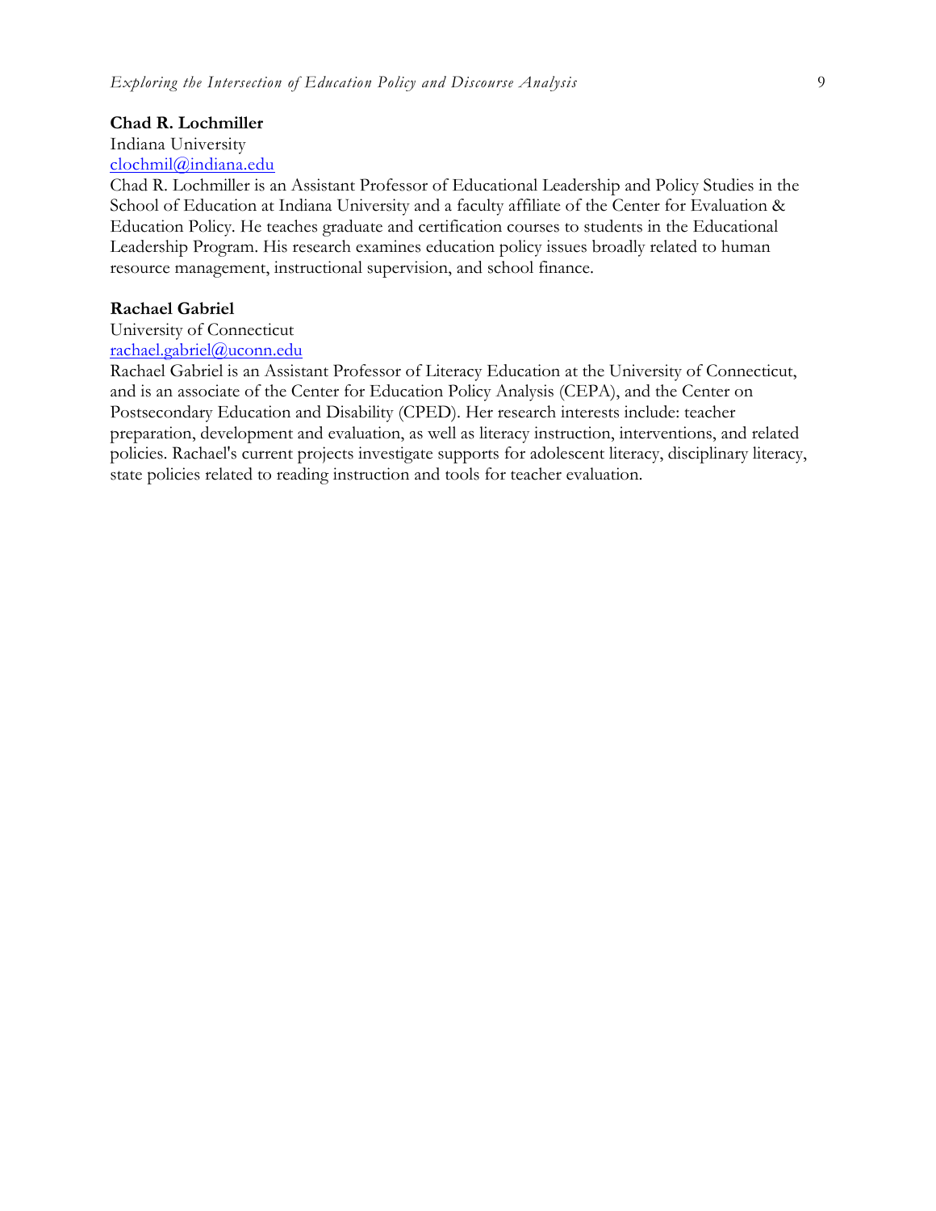**Chad R. Lochmiller**
Indiana University
[clochmil@indiana.edu](mailto:clochmil@indiana.edu)
Chad R. Lochmiller is an Assistant Professor of Educational Leadership and Policy Studies in the School of Education at Indiana University and a faculty affiliate of the Center for Evaluation & Education Policy. He teaches graduate and certification courses to students in the Educational Leadership Program. His research examines education policy issues broadly related to human resource management, instructional supervision, and school finance.

**Rachael Gabriel**
University of Connecticut
[rachael.gabriel@uconn.edu](mailto:rachael.gabriel@uconn.edu)
Rachael Gabriel is an Assistant Professor of Literacy Education at the University of Connecticut, and is an associate of the Center for Education Policy Analysis (CEPA), and the Center on Postsecondary Education and Disability (CPED). Her research interests include: teacher preparation, development and evaluation, as well as literacy instruction, interventions, and related policies. Rachael's current projects investigate supports for adolescent literacy, disciplinary literacy, state policies related to reading instruction and tools for teacher evaluation.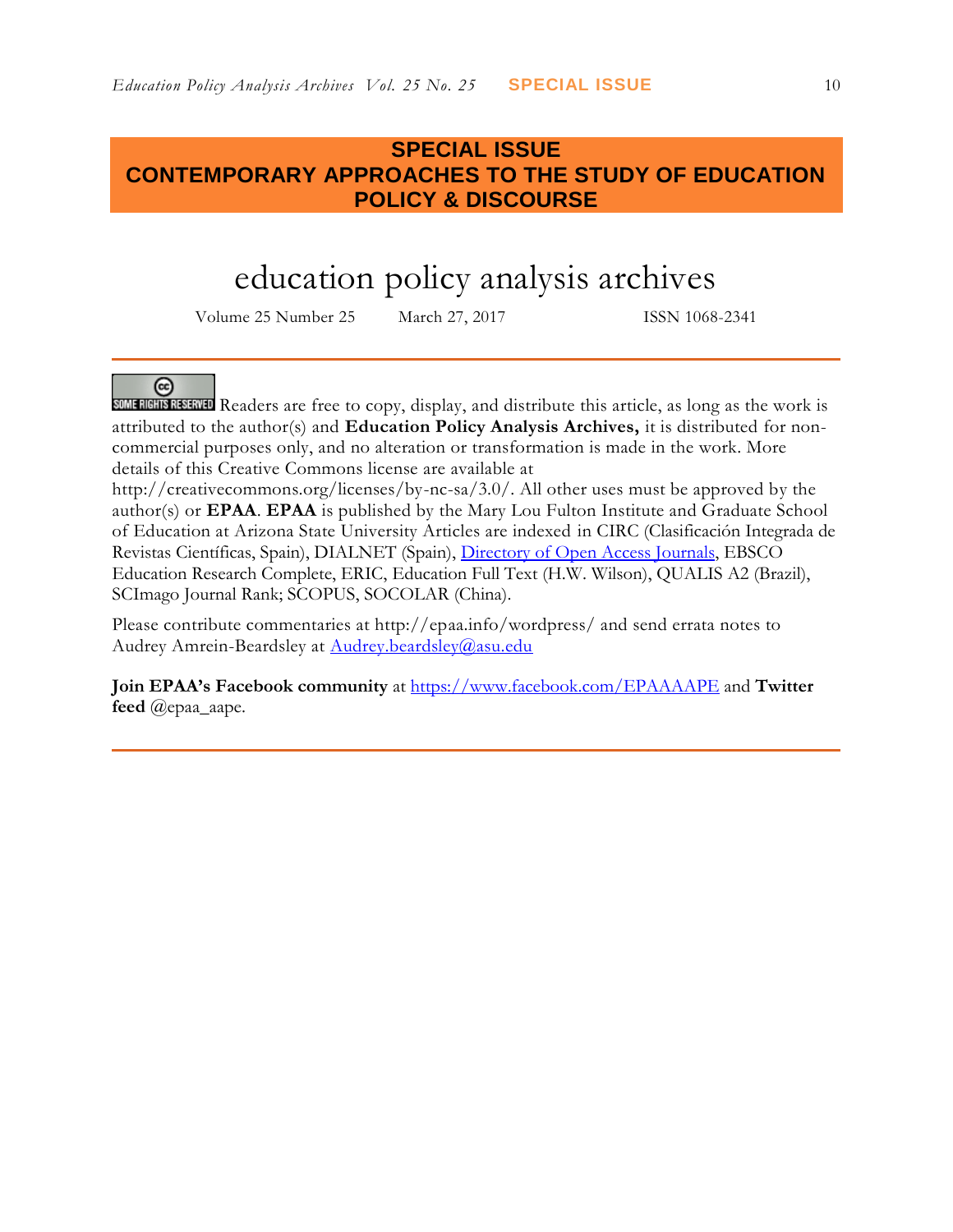## SPECIAL ISSUE
## CONTEMPORARY APPROACHES TO THE STUDY OF EDUCATION POLICY & DISCOURSE

# education policy analysis archives

Volume 25 Number 25 March 27, 2017 ISSN 1068-2341

---

SOME RIGHTS RESERVED Readers are free to copy, display, and distribute this article, as long as the work is attributed to the author(s) and **Education Policy Analysis Archives,** it is distributed for non-commercial purposes only, and no alteration or transformation is made in the work. More details of this Creative Commons license are available at http://creativecommons.org/licenses/by-nc-sa/3.0/. All other uses must be approved by the author(s) or **EPAA**. **EPAA** is published by the Mary Lou Fulton Institute and Graduate School of Education at Arizona State University Articles are indexed in CIRC (Clasificación Integrada de Revistas Científicas, Spain), DIALNET (Spain), Directory of Open Access Journals, EBSCO Education Research Complete, ERIC, Education Full Text (H.W. Wilson), QUALIS A2 (Brazil), SCImago Journal Rank; SCOPUS, SOCOLAR (China).

Please contribute commentaries at http://epaa.info/wordpress/ and send errata notes to Audrey Amrein-Beardsley at Audrey.beardsley@asu.edu

**Join EPAA's Facebook community** at https://www.facebook.com/EPAAAAPE and **Twitter feed** @epaa_aape.

---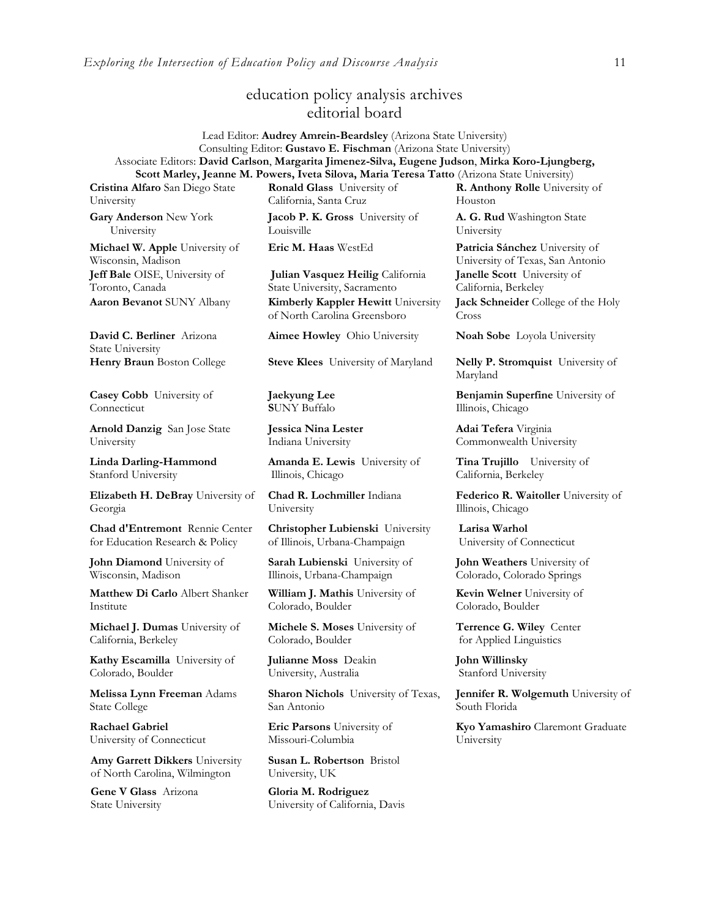# education policy analysis archives
## editorial board

Lead Editor: **Audrey Amrein-Beardsley** (Arizona State University)
Consulting Editor: **Gustavo E. Fischman** (Arizona State University)
Associate Editors: **David Carlson**, **Margarita Jimenez-Silva, Eugene Judson**, **Mirka Koro-Ljungberg, Scott Marley, Jeanne M. Powers, Iveta Silova, Maria Teresa Tatto** (Arizona State University)

**Cristina Alfaro** San Diego State University

**Gary Anderson** New York University

**Michael W. Apple** University of Wisconsin, Madison

**Jeff Bale** OISE, University of Toronto, Canada

**Aaron Bevanot** SUNY Albany

**David C. Berliner** Arizona State University

**Henry Braun** Boston College

**Casey Cobb** University of Connecticut

**Arnold Danzig** San Jose State University

**Linda Darling-Hammond** Stanford University

**Elizabeth H. DeBray** University of Georgia

**Chad d'Entremont** Rennie Center for Education Research & Policy

**John Diamond** University of Wisconsin, Madison

**Matthew Di Carlo** Albert Shanker Institute

**Michael J. Dumas** University of California, Berkeley

**Kathy Escamilla** University of Colorado, Boulder

**Melissa Lynn Freeman** Adams State College

**Rachael Gabriel** University of Connecticut

**Amy Garrett Dikkers** University of North Carolina, Wilmington

**Gene V Glass** Arizona State University

**Ronald Glass** University of California, Santa Cruz

**Jacob P. K. Gross** University of Louisville

**Eric M. Haas** WestEd

**Julian Vasquez Heilig** California State University, Sacramento

**Kimberly Kappler Hewitt** University of North Carolina Greensboro

**Aimee Howley** Ohio University

**Steve Klees** University of Maryland

**Jaekyung Lee** SUNY Buffalo

**Jessica Nina Lester** Indiana University

**Amanda E. Lewis** University of Illinois, Chicago

**Chad R. Lochmiller** Indiana University

**Christopher Lubienski** University of Illinois, Urbana-Champaign

**Sarah Lubienski** University of Illinois, Urbana-Champaign

**William J. Mathis** University of Colorado, Boulder

**Michele S. Moses** University of Colorado, Boulder

**Julianne Moss** Deakin University, Australia

**Sharon Nichols** University of Texas, San Antonio

**Eric Parsons** University of Missouri-Columbia

**Susan L. Robertson** Bristol University, UK

**Gloria M. Rodriguez** University of California, Davis

**R. Anthony Rolle** University of Houston

**A. G. Rud** Washington State University

**Patricia Sánchez** University of University of Texas, San Antonio

**Janelle Scott** University of California, Berkeley

**Jack Schneider** College of the Holy Cross

**Noah Sobe** Loyola University

**Nelly P. Stromquist** University of Maryland

**Benjamin Superfine** University of Illinois, Chicago

**Adai Tefera** Virginia Commonwealth University

**Tina Trujillo** University of California, Berkeley

**Federico R. Waitoller** University of Illinois, Chicago

**Larisa Warhol** University of Connecticut

**John Weathers** University of Colorado, Colorado Springs

**Kevin Welner** University of Colorado, Boulder

**Terrence G. Wiley** Center for Applied Linguistics

**John Willinsky** Stanford University

**Jennifer R. Wolgemuth** University of South Florida

**Kyo Yamashiro** Claremont Graduate University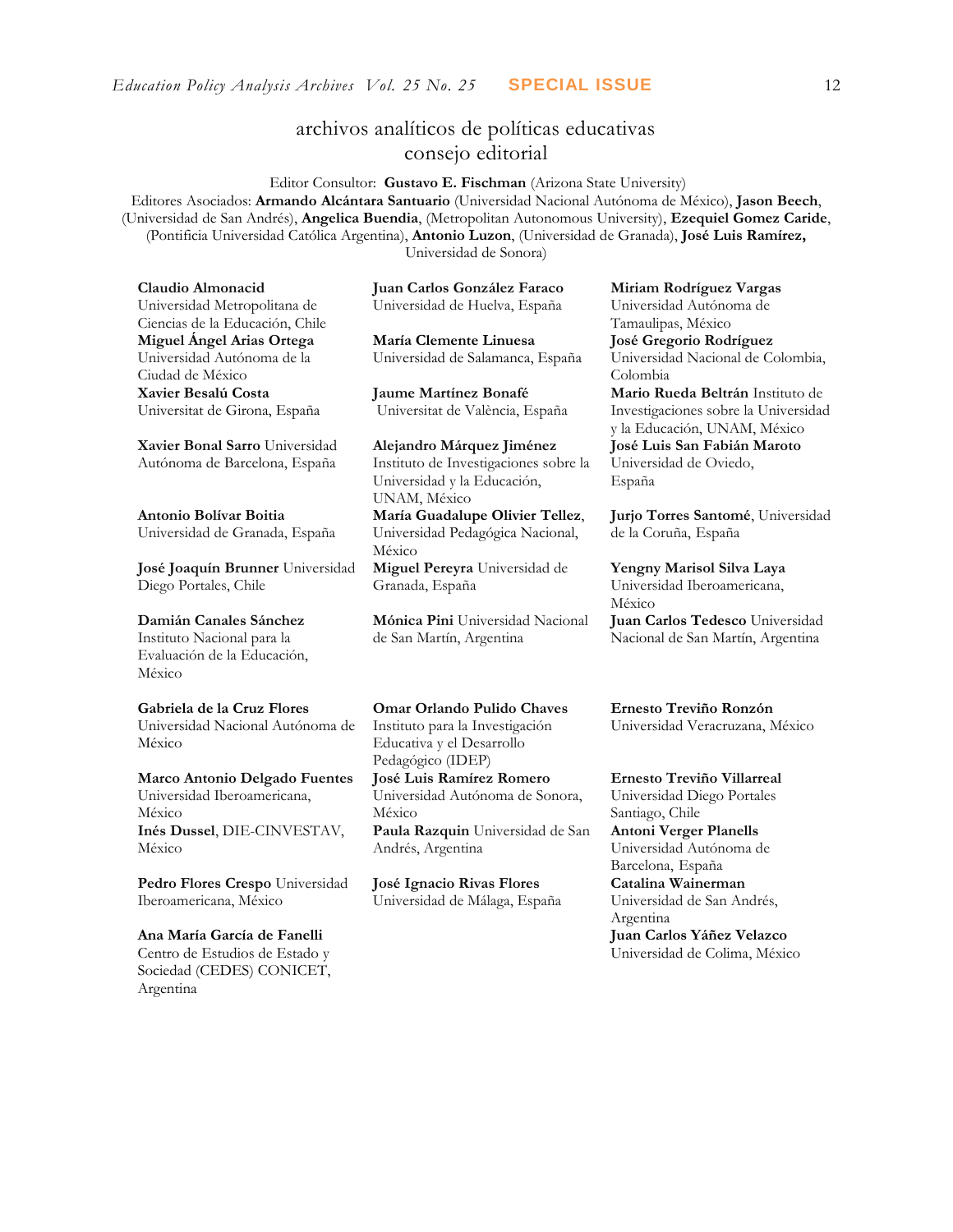# archivos analíticos de políticas educativas
## consejo editorial

Editor Consultor: **Gustavo E. Fischman** (Arizona State University)

Editores Asociados: **Armando Alcántara Santuario** (Universidad Nacional Autónoma de México), **Jason Beech**, (Universidad de San Andrés), **Angelica Buendia**, (Metropolitan Autonomous University), **Ezequiel Gomez Caride**, (Pontificia Universidad Católica Argentina), **Antonio Luzon**, (Universidad de Granada), **José Luis Ramírez,** Universidad de Sonora)

**Claudio Almonacid** Universidad Metropolitana de Ciencias de la Educación, Chile

**Miguel Ángel Arias Ortega** Universidad Autónoma de la Ciudad de México

**Xavier Besalú Costa** Universitat de Girona, España

**Xavier Bonal Sarro** Universidad Autónoma de Barcelona, España

**Antonio Bolívar Boitia** Universidad de Granada, España

**José Joaquín Brunner** Universidad Diego Portales, Chile

**Damián Canales Sánchez** Instituto Nacional para la Evaluación de la Educación, México

**Gabriela de la Cruz Flores** Universidad Nacional Autónoma de México

**Marco Antonio Delgado Fuentes** Universidad Iberoamericana, México

**Inés Dussel**, DIE-CINVESTAV, México

**Pedro Flores Crespo** Universidad Iberoamericana, México

**Ana María García de Fanelli** Centro de Estudios de Estado y Sociedad (CEDES) CONICET, Argentina

**Juan Carlos González Faraco** Universidad de Huelva, España

**María Clemente Linuesa** Universidad de Salamanca, España

**Jaume Martínez Bonafé** Universitat de València, España

**Alejandro Márquez Jiménez** Instituto de Investigaciones sobre la Universidad y la Educación, UNAM, México

**María Guadalupe Olivier Tellez**, Universidad Pedagógica Nacional, México

**Miguel Pereyra** Universidad de Granada, España

**Mónica Pini** Universidad Nacional de San Martín, Argentina

**Omar Orlando Pulido Chaves** Instituto para la Investigación Educativa y el Desarrollo Pedagógico (IDEP)

**José Luis Ramírez Romero** Universidad Autónoma de Sonora, México

**Paula Razquin** Universidad de San Andrés, Argentina

**José Ignacio Rivas Flores** Universidad de Málaga, España

**Miriam Rodríguez Vargas** Universidad Autónoma de Tamaulipas, México

**José Gregorio Rodríguez** Universidad Nacional de Colombia, Colombia

**Mario Rueda Beltrán** Instituto de Investigaciones sobre la Universidad y la Educación, UNAM, México

**José Luis San Fabián Maroto** Universidad de Oviedo, España

**Jurjo Torres Santomé**, Universidad de la Coruña, España

**Yengny Marisol Silva Laya** Universidad Iberoamericana, México

**Juan Carlos Tedesco** Universidad Nacional de San Martín, Argentina

**Ernesto Treviño Ronzón** Universidad Veracruzana, México

**Ernesto Treviño Villarreal** Universidad Diego Portales Santiago, Chile

**Antoni Verger Planells** Universidad Autónoma de Barcelona, España

**Catalina Wainerman** Universidad de San Andrés, Argentina

**Juan Carlos Yáñez Velazco** Universidad de Colima, México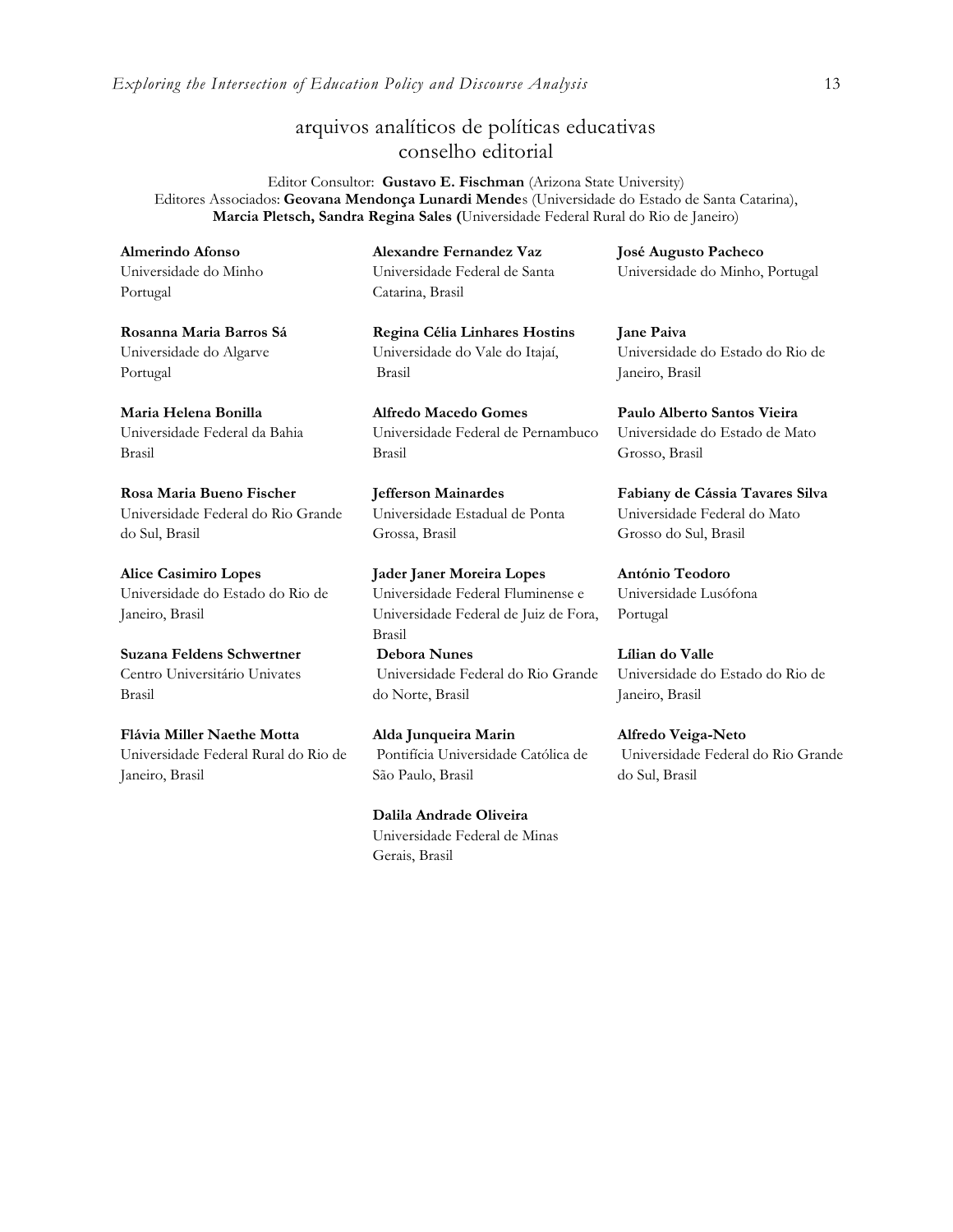## arquivos analíticos de políticas educativas
## conselho editorial

Editor Consultor: **Gustavo E. Fischman** (Arizona State University)
Editores Associados: **Geovana Mendonça Lunardi Mende**s (Universidade do Estado de Santa Catarina), **Marcia Pletsch, Sandra Regina Sales (**Universidade Federal Rural do Rio de Janeiro)

**Almerindo Afonso**
Universidade do Minho
Portugal

**Rosanna Maria Barros Sá**
Universidade do Algarve
Portugal

**Maria Helena Bonilla**
Universidade Federal da Bahia
Brasil

**Rosa Maria Bueno Fischer**
Universidade Federal do Rio Grande do Sul, Brasil

**Alice Casimiro Lopes**
Universidade do Estado do Rio de Janeiro, Brasil

**Suzana Feldens Schwertner**
Centro Universitário Univates
Brasil

**Flávia Miller Naethe Motta**
Universidade Federal Rural do Rio de Janeiro, Brasil

**Alexandre Fernandez Vaz**
Universidade Federal de Santa Catarina, Brasil

**Regina Célia Linhares Hostins**
Universidade do Vale do Itajaí, Brasil

**Alfredo Macedo Gomes**
Universidade Federal de Pernambuco
Brasil

**Jefferson Mainardes**
Universidade Estadual de Ponta Grossa, Brasil

**Jader Janer Moreira Lopes**
Universidade Federal Fluminense e Universidade Federal de Juiz de Fora, Brasil

**Debora Nunes**
Universidade Federal do Rio Grande do Norte, Brasil

**Alda Junqueira Marin**
Pontifícia Universidade Católica de São Paulo, Brasil

**Dalila Andrade Oliveira**
Universidade Federal de Minas Gerais, Brasil

**José Augusto Pacheco**
Universidade do Minho, Portugal

**Jane Paiva**
Universidade do Estado do Rio de Janeiro, Brasil

**Paulo Alberto Santos Vieira**
Universidade do Estado de Mato Grosso, Brasil

**Fabiany de Cássia Tavares Silva**
Universidade Federal do Mato Grosso do Sul, Brasil

**António Teodoro**
Universidade Lusófona
Portugal

**Lílian do Valle**
Universidade do Estado do Rio de Janeiro, Brasil

**Alfredo Veiga-Neto**
Universidade Federal do Rio Grande do Sul, Brasil